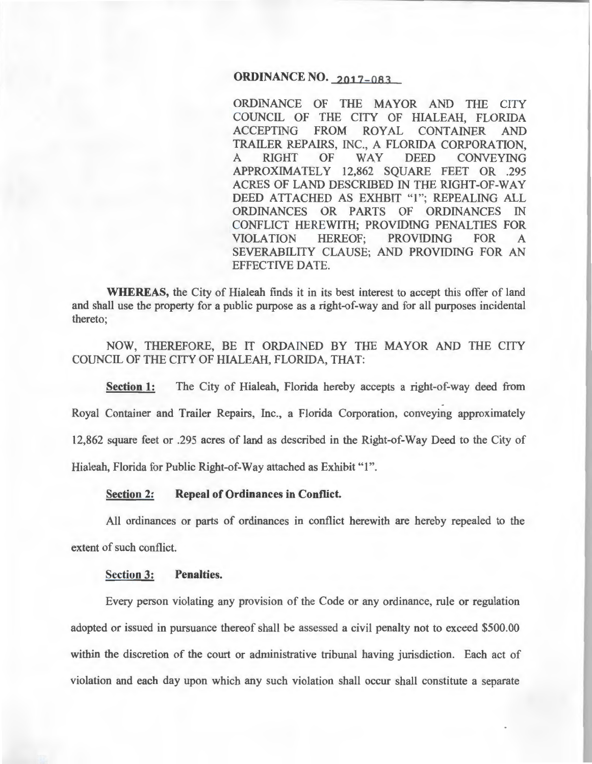**ORDINANCE NO. 2017-083**

ORDINANCE OF THE MAYOR AND THE CITY COUNCIL OF THE CITY OF HIALEAH, FLORIDA ACCEPTING FROM ROYAL CONTAINER AND TRAILER REPAIRS, INC., A FLORIDA CORPORATION, A RIGHT OF WAY DEED CONVEYING APPROXIMATELY 12,862 SQUARE FEET OR .295 ACRES OF LAND DESCRIBED IN THE RIGHT-OF-WAY DEED ATTACHED AS EXHIBIT "1"; REPEALING ALL ORDINANCES OR PARTS OF ORDINANCES IN CONFLICT HEREWITH; PROVIDING PENALTIES FOR VIOLATION HEREOF; PROVIDING FOR A SEVERABILITY CLAUSE; AND PROVIDING FOR AN EFFECTIVE DATE.

**WHEREAS,** the City of Hialeah finds it in its best interest to accept this offer of land and shall use the property for a public purpose as a right-of-way and for all purposes incidental thereto;

NOW, THEREFORE, BE IT ORDAINED BY THE MAYOR AND THE CITY COUNCIL OF THE CITY OF HIALEAH, FLORIDA, THAT:

**Section 1:** The City of Hialeah, Florida hereby accepts a right-of-way deed from Royal Container and Trailer Repairs, Inc., a Florida Corporation, conveying approximately 12,862 square feet or .295 acres of land as described in the Right-of-Way Deed to the City of Hialeah, Florida for Public Right-of-Way attached as Exhibit "1".

**Section 2: Repeal of Ordinances in Conflict.**

All ordinances or parts of ordinances in conflict herewith are hereby repealed to the extent of such conflict.

**Section 3: Penalties.**

Every person violating any provision of the Code or any ordinance, rule or regulation adopted or issued in pursuance thereof shall be assessed a civil penalty not to exceed $500.00 within the discretion of the court or administrative tribunal having jurisdiction. Each act of violation and each day upon which any such violation shall occur shall constitute a separate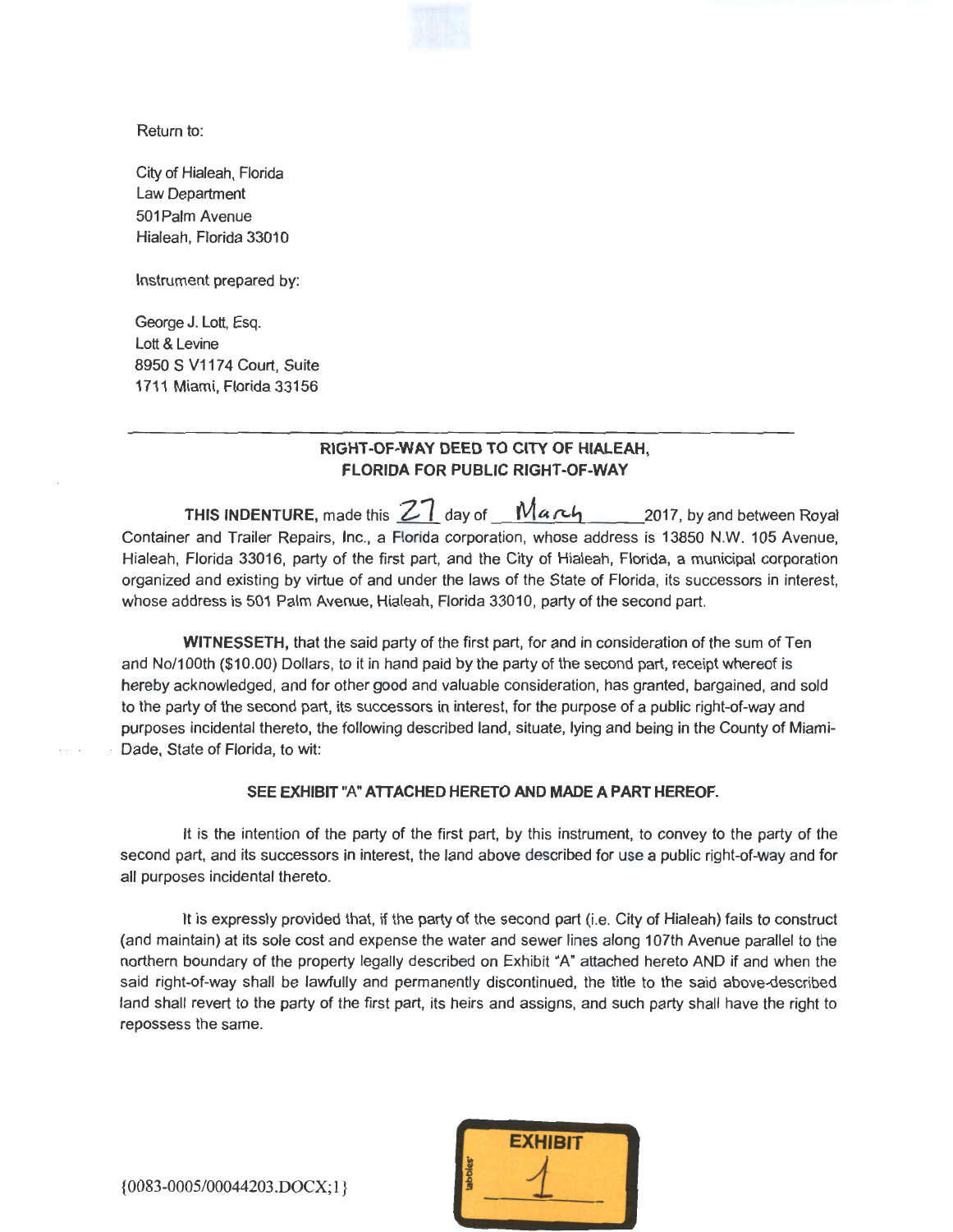Return to:

City of Hialeah, Florida
Law Department
501Palm Avenue
Hialeah, Florida 33010

Instrument prepared by:

George J. Lott, Esq.
Lott & Levine
8950 S V1174 Court, Suite
1711 Miami, Florida 33156

---

**RIGHT-OF-WAY DEED TO CITY OF HIALEAH, FLORIDA FOR PUBLIC RIGHT-OF-WAY**

**THIS INDENTURE,** made this 27 day of March 2017, by and between Royal Container and Trailer Repairs, Inc., a Florida corporation, whose address is 13850 N.W. 105 Avenue, Hialeah, Florida 33016, party of the first part, and the City of Hialeah, Florida, a municipal corporation organized and existing by virtue of and under the laws of the State of Florida, its successors in interest, whose address is 501 Palm Avenue, Hialeah, Florida 33010, party of the second part.

**WITNESSETH,** that the said party of the first part, for and in consideration of the sum of Ten and No/100th ($10.00) Dollars, to it in hand paid by the party of the second part, receipt whereof is hereby acknowledged, and for other good and valuable consideration, has granted, bargained, and sold to the party of the second part, its successors in interest, for the purpose of a public right-of-way and purposes incidental thereto, the following described land, situate, lying and being in the County of Miami-Dade, State of Florida, to wit:

**SEE EXHIBIT "A" ATTACHED HERETO AND MADE A PART HEREOF.**

It is the intention of the party of the first part, by this instrument, to convey to the party of the second part, and its successors in interest, the land above described for use a public right-of-way and for all purposes incidental thereto.

It is expressly provided that, if the party of the second part (i.e. City of Hialeah) fails to construct (and maintain) at its sole cost and expense the water and sewer lines along 107th Avenue parallel to the northern boundary of the property legally described on Exhibit "A" attached hereto AND if and when the said right-of-way shall be lawfully and permanently discontinued, the title to the said above-described land shall revert to the party of the first part, its heirs and assigns, and such party shall have the right to repossess the same.

{0083-0005/00044203.DOCX;1}

EXHIBIT 1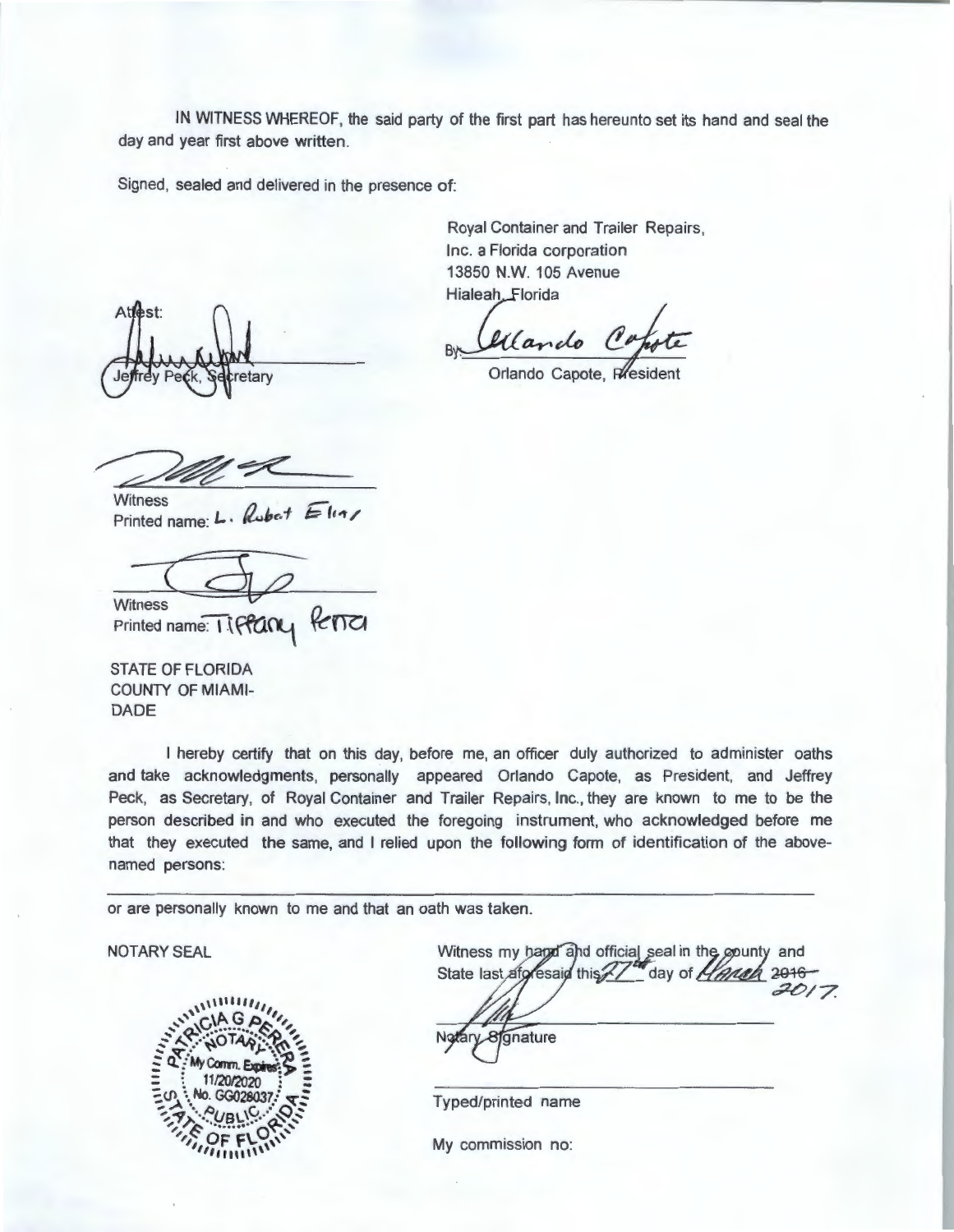IN WITNESS WHEREOF, the said party of the first part has hereunto set its hand and seal the day and year first above written.

Signed, sealed and delivered in the presence of:

Royal Container and Trailer Repairs, Inc. a Florida corporation
13850 N.W. 105 Avenue
Hialeah, Florida

By: Orlando Capote

Orlando Capote, President

Attest:

Jeffrey Peck, Secretary

Witness
Printed name: L. Robert Elias

Witness
Printed name: Tiffany Ferro

STATE OF FLORIDA
COUNTY OF MIAMI-DADE

I hereby certify that on this day, before me, an officer duly authorized to administer oaths and take acknowledgments, personally appeared Orlando Capote, as President, and Jeffrey Peck, as Secretary, of Royal Container and Trailer Repairs, Inc., they are known to me to be the person described in and who executed the foregoing instrument, who acknowledged before me that they executed the same, and I relied upon the following form of identification of the above-named persons:

\_\_\_\_\_\_\_\_\_\_\_\_\_\_\_\_\_\_\_\_\_\_\_\_\_\_\_\_\_\_\_\_\_\_\_\_\_\_\_\_\_\_\_\_

or are personally known to me and that an oath was taken.

NOTARY SEAL

PATRICIA G PERERA
NOTARY PUBLIC
STATE OF FLORIDA
My Comm. Expires 11/20/2020
No. GG028037

Witness my hand and official seal in the county and State last aforesaid this 27th day of March ~~2016~~ 2017.

Notary Signature

Typed/printed name

My commission no: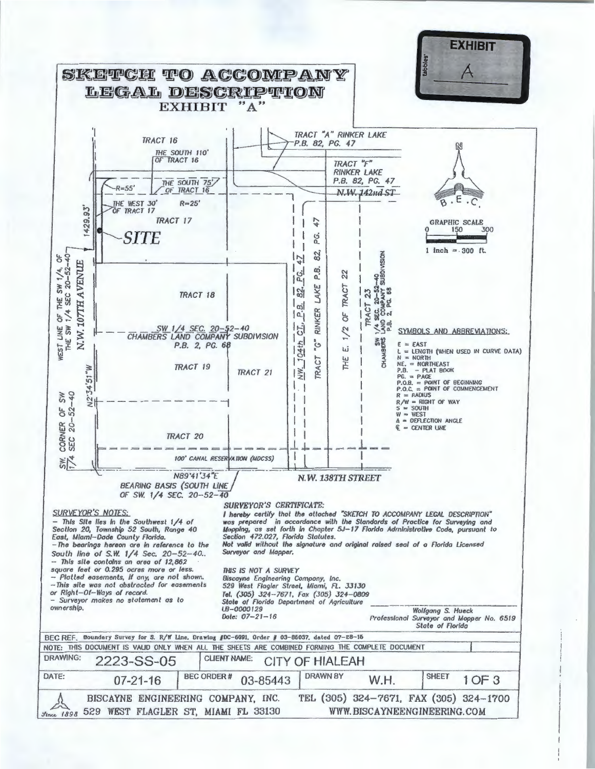EXHIBIT

A

# SKETCH TO ACCOMPANY LEGAL DESCRIPTION

## EXHIBIT "A"

TRACT 16

THE SOUTH 110' OF TRACT 16

TRACT "A" RINKER LAKE P.B. 82, PG. 47

TRACT "F" RINKER LAKE P.B. 82, PG. 47

N.W. 142nd ST

R=55'

THE SOUTH 75' OF TRACT 16

THE WEST 30' OF TRACT 17

R=25'

TRACT 17

1429.93'

SITE

WEST LINE OF THE SW 1/4 OF THE SW 1/4 SEC 20-52-40

N.W. 107TH AVENUE

TRACT 18

N.W. 104th CT., P.B. 82, PG. 47

TRACT "G" RINKER LAKE P.B. 82, PG. 47

THE E. 1/2 OF TRACT 22

TRACT 23 SW 1/4 SEC. 20-52-40 CHAMBERS LAND COMPANY SUBDIVISION P.B. 2, PG. 68

SW 1/4 SEC. 20-52-40 CHAMBERS LAND COMPANY SUBDIVISION P.B. 2, PG. 68

TRACT 19

TRACT 21

N2°34'51"W

SW. CORNER OF SW 1/4 SEC 20-52-40

TRACT 20

100' CANAL RESERVATION (MDCSS)

N89°41'34"E

BEARING BASIS (SOUTH LINE OF SW. 1/4 SEC. 20-52-40

N.W. 138TH STREET

N

B.E.C.

GRAPHIC SCALE 0 150 300

1 inch = 300 ft.

SYMBOLS AND ABBREVIATIONS:

E = EAST
L = LENGTH (WHEN USED IN CURVE DATA)
N = NORTH
NE. = NORTHEAST
P.B. - PLAT BOOK
PG. = PAGE
P.O.B. = POINT OF BEGINNING
P.O.C. = POINT OF COMMENCEMENT
R = RADIUS
R/W = RIGHT OF WAY
S = SOUTH
W = WEST
Δ = DEFLECTION ANGLE
℄ = CENTER LINE

SURVEYOR'S NOTES:

- This Site lies in the Southwest 1/4 of Section 20, Township 52 South, Range 40 East, Miami-Dade County Florida.
- The bearings hereon are in reference to the South line of S.W. 1/4 Sec. 20-52-40..
- This site contains an area of 12,862 square feet or 0.295 acres more or less.
- Platted easements, if any, are not shown.
- This site was not abstracted for easements or Right-Of-Ways of record.
- Surveyor makes no statement as to ownership.

SURVEYOR'S CERTIFICATE:

I hereby certify that the attached "SKETCH TO ACCOMPANY LEGAL DESCRIPTION" was prepared in accordance with the Standards of Practice for Surveying and Mapping, as set forth in Chapter 5J-17 Florida Administrative Code, pursuant to Section 472.027, Florida Statutes.
Not valid without the signature and original raised seal of a Florida Licensed Surveyor and Mapper.

THIS IS NOT A SURVEY
Biscayne Engineering Company, Inc.
529 West Flagler Street, Miami, FL. 33130
Tel. (305) 324-7671, Fax (305) 324-0809
State of Florida Department of Agriculture
LB-0000129
Date: 07-21-16

Wolfgang S. Hueck
Professional Surveyor and Mapper No. 6519
State of Florida

BEC REF. Boundary Survey for S. R/W Line, Drawing #DC-6691, Order # 03-86037, dated 07-28-15

NOTE: THIS DOCUMENT IS VALID ONLY WHEN ALL THE SHEETS ARE COMBINED FORMING THE COMPLETE DOCUMENT

| DRAWING: 2223-SS-05 | CLIENT NAME: CITY OF HIALEAH | | |
|---|---|---|---|
| DATE: 07-21-16 | BEC ORDER # 03-85443 | DRAWN BY W.H. | SHEET 1 OF 3 |

BISCAYNE ENGINEERING COMPANY, INC. 529 WEST FLAGLER ST, MIAMI FL 33130
TEL (305) 324-7671, FAX (305) 324-1700 WWW.BISCAYNEENGINEERING.COM
Since 1898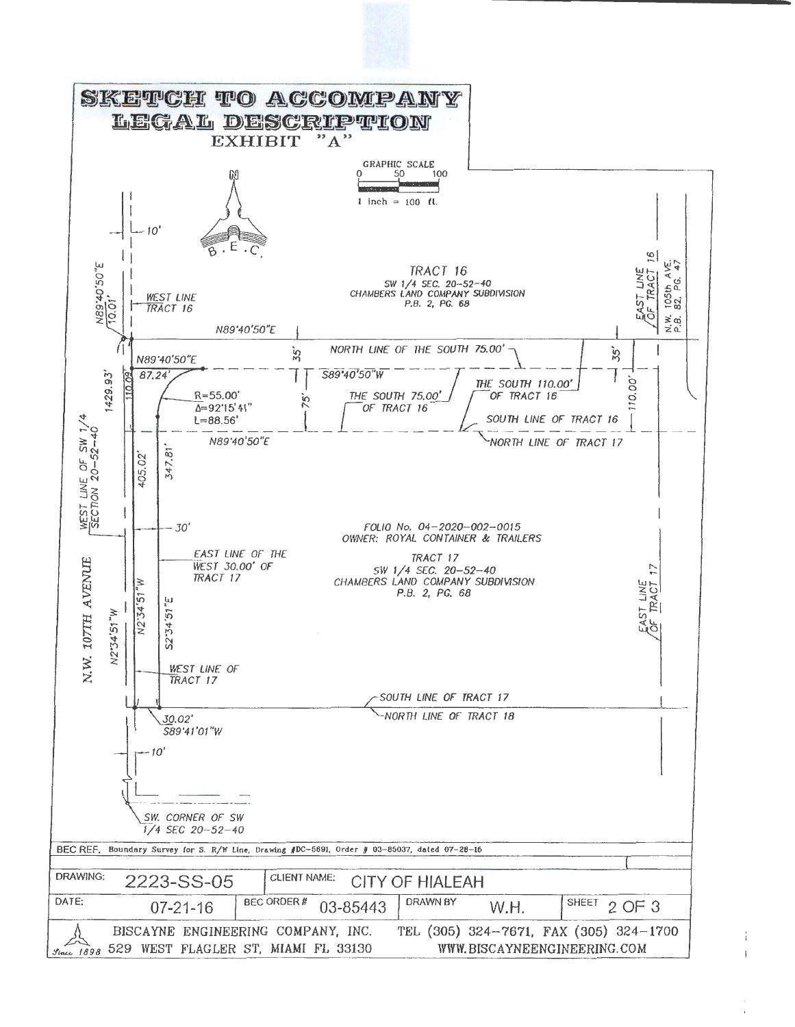# SKETCH TO ACCOMPANY LEGAL DESCRIPTION

## EXHIBIT "A"

GRAPHIC SCALE
0 50 100
1 inch = 100 ft.

N

B.E.C.

10'

N89°40'50"E
10.01'

WEST LINE TRACT 16

TRACT 16
SW 1/4 SEC. 20-52-40
CHAMBERS LAND COMPANY SUBDIVISION
P.B. 2, PG. 68

EAST LINE OF TRACT 16

N.W. 105th AVE.
P.B. 82, PG. 47

N89°40'50"E

35'

NORTH LINE OF THE SOUTH 75.00'

35'

N89°40'50"E
87.24'

S89°40'50"W

1429.93'

110.09'

R=55.00'
Δ=92°15'41"
L=88.56'

75'

THE SOUTH 75.00' OF TRACT 16

THE SOUTH 110.00' OF TRACT 16

110.00'

SOUTH LINE OF TRACT 16

NORTH LINE OF TRACT 17

N89°40'50"E

WEST LINE OF SW 1/4 SECTION 20-52-40

405.02'

347.81'

30'

FOLIO No. 04-2020-002-0015
OWNER: ROYAL CONTAINER & TRAILERS

EAST LINE OF THE WEST 30.00' OF TRACT 17

TRACT 17
SW 1/4 SEC. 20-52-40
CHAMBERS LAND COMPANY SUBDIVISION
P.B. 2, PG. 68

N.W. 107TH AVENUE

N2°34'51"W

N2°34'51"W

S2°34'51"E

EAST LINE OF TRACT 17

WEST LINE OF TRACT 17

SOUTH LINE OF TRACT 17

NORTH LINE OF TRACT 18

30.02'
S89°41'01"W

10'

SW. CORNER OF SW 1/4 SEC 20-52-40

BEC REF. Boundary Survey for S. R/W Line, Drawing #DC-5691, Order # 03-85037, dated 07-28-16

| DRAWING: 2223-SS-05 | CLIENT NAME: CITY OF HIALEAH | | |
|---|---|---|---|
| DATE: 07-21-16 | BEC ORDER # 03-85443 | DRAWN BY W.H. | SHEET 2 OF 3 |

BISCAYNE ENGINEERING COMPANY, INC. TEL (305) 324-7671, FAX (305) 324-1700
Since 1898 529 WEST FLAGLER ST, MIAMI FL 33130 WWW.BISCAYNEENGINEERING.COM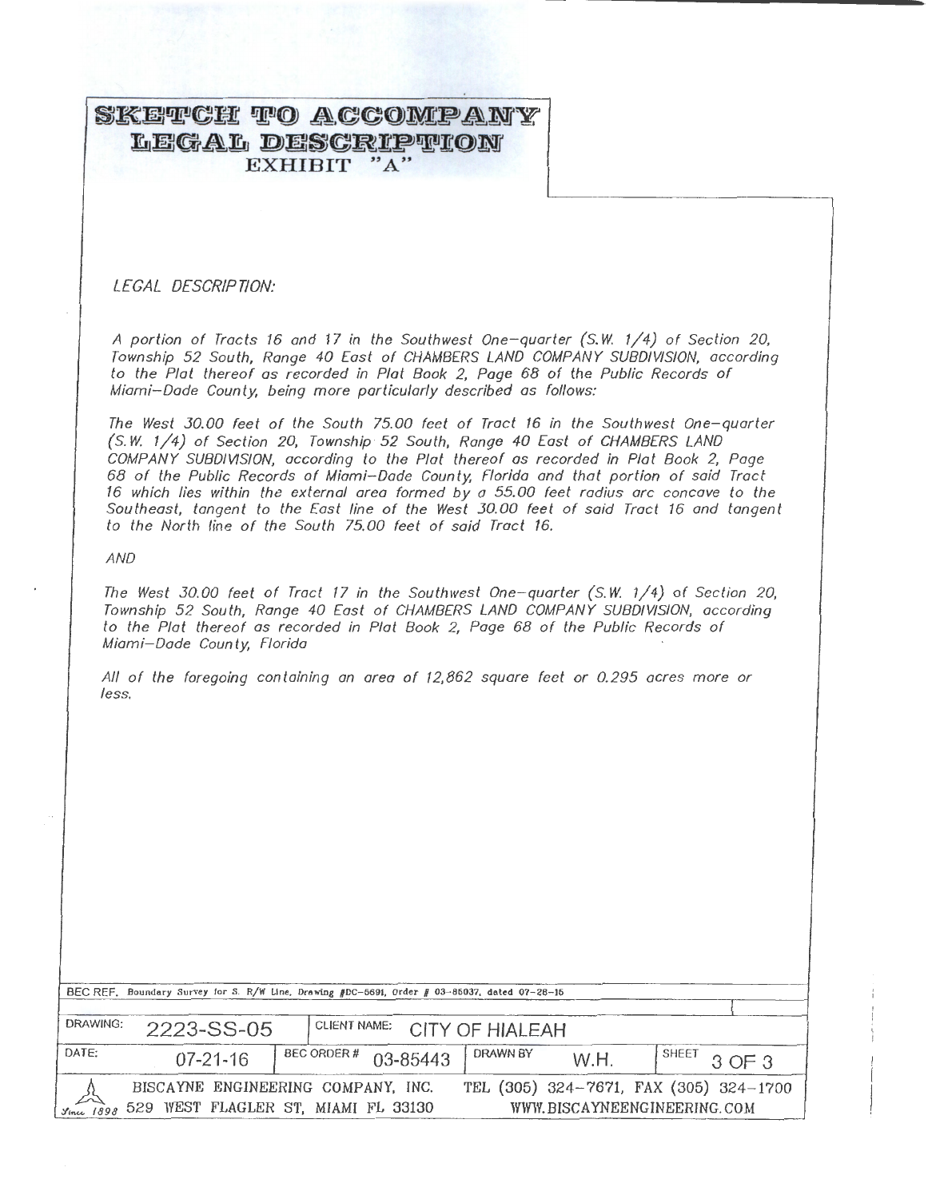# SKETCH TO ACCOMPANY LEGAL DESCRIPTION

## EXHIBIT "A"

*LEGAL DESCRIPTION:*

*A portion of Tracts 16 and 17 in the Southwest One-quarter (S.W. 1/4) of Section 20, Township 52 South, Range 40 East of CHAMBERS LAND COMPANY SUBDIVISION, according to the Plat thereof as recorded in Plat Book 2, Page 68 of the Public Records of Miami-Dade County, being more particularly described as follows:*

*The West 30.00 feet of the South 75.00 feet of Tract 16 in the Southwest One-quarter (S.W. 1/4) of Section 20, Township 52 South, Range 40 East of CHAMBERS LAND COMPANY SUBDIVISION, according to the Plat thereof as recorded in Plat Book 2, Page 68 of the Public Records of Miami-Dade County, Florida and that portion of said Tract 16 which lies within the external area formed by a 55.00 feet radius arc concave to the Southeast, tangent to the East line of the West 30.00 feet of said Tract 16 and tangent to the North line of the South 75.00 feet of said Tract 16.*

*AND*

*The West 30.00 feet of Tract 17 in the Southwest One-quarter (S.W. 1/4) of Section 20, Township 52 South, Range 40 East of CHAMBERS LAND COMPANY SUBDIVISION, according to the Plat thereof as recorded in Plat Book 2, Page 68 of the Public Records of Miami-Dade County, Florida*

*All of the foregoing containing an area of 12,862 square feet or 0.295 acres more or less.*

BEC REF. Boundary Survey for S. R/W Line, Drawing #DC-5691, Order # 03-85037, dated 07-28-15

| DRAWING: 2223-SS-05 | CLIENT NAME: CITY OF HIALEAH | | |
|---|---|---|---|
| DATE: 07-21-16 | BEC ORDER # 03-85443 | DRAWN BY W.H. | SHEET 3 OF 3 |

BISCAYNE ENGINEERING COMPANY, INC. Since 1898 529 WEST FLAGLER ST, MIAMI FL 33130 TEL (305) 324-7671, FAX (305) 324-1700 WWW.BISCAYNEENGINEERING.COM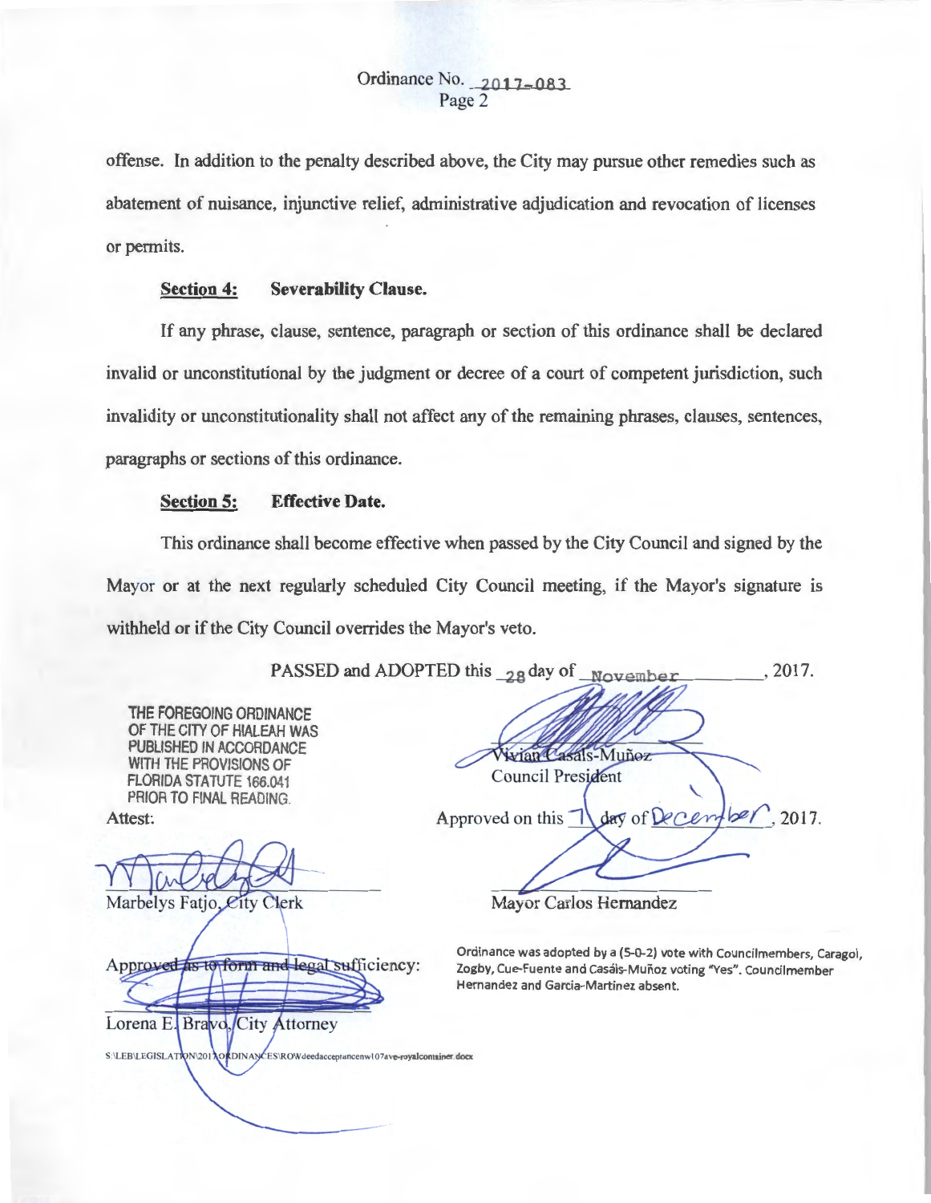offense. In addition to the penalty described above, the City may pursue other remedies such as abatement of nuisance, injunctive relief, administrative adjudication and revocation of licenses or permits.

**Section 4: Severability Clause.**

If any phrase, clause, sentence, paragraph or section of this ordinance shall be declared invalid or unconstitutional by the judgment or decree of a court of competent jurisdiction, such invalidity or unconstitutionality shall not affect any of the remaining phrases, clauses, sentences, paragraphs or sections of this ordinance.

**Section 5: Effective Date.**

This ordinance shall become effective when passed by the City Council and signed by the Mayor or at the next regularly scheduled City Council meeting, if the Mayor's signature is withheld or if the City Council overrides the Mayor's veto.

PASSED and ADOPTED this 28 day of November, 2017.

THE FOREGOING ORDINANCE OF THE CITY OF HIALEAH WAS PUBLISHED IN ACCORDANCE WITH THE PROVISIONS OF FLORIDA STATUTE 166.041 PRIOR TO FINAL READING.

Vivian Casals-Muñoz
Council President

Attest:

Approved on this 7 day of December, 2017.

Marbelys Fatjo, City Clerk

Mayor Carlos Hernandez

Approved as to form and legal sufficiency:

Lorena E. Bravo, City Attorney

Ordinance was adopted by a (5-0-2) vote with Councilmembers, Caragol, Zogby, Cue-Fuente and Casáls-Muñoz voting "Yes". Councilmember Hernandez and Garcia-Martinez absent.

S:\LEB\LEGISLATION\2017\ORDINANCES\ROWdeedacceptancenw107ave-royalcontainer.docx